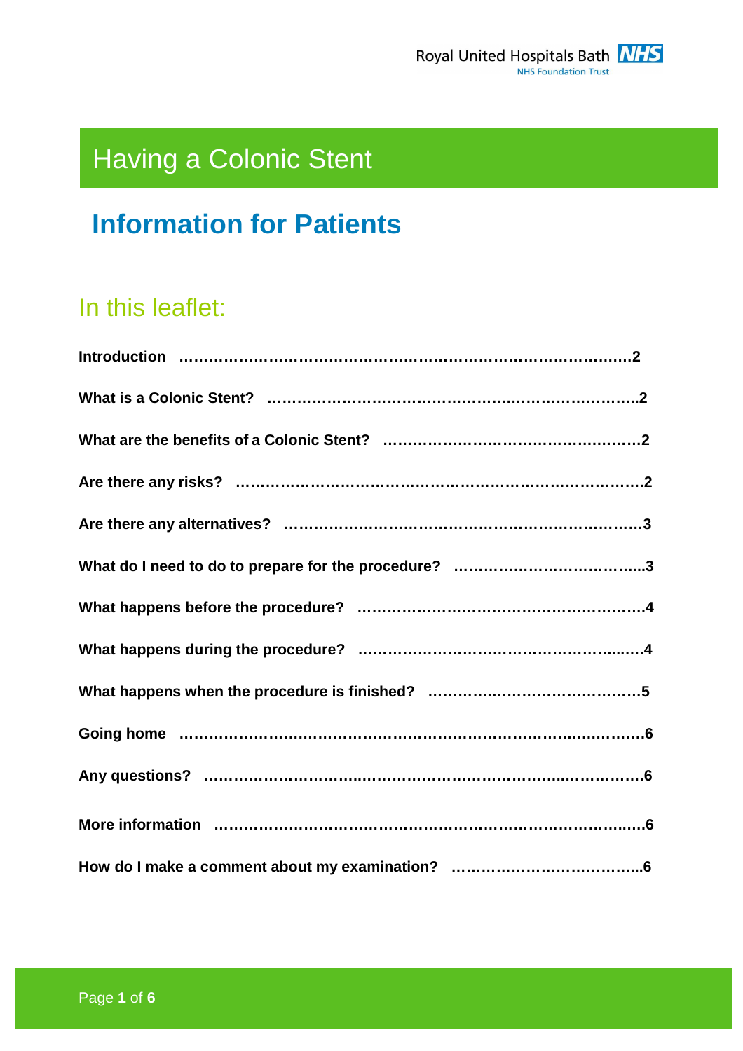Royal United Hospitals Bath NHS Foundation Trust

# Having a Colonic Stent

## Information for Patients

### In this leaflet:

**Introduction ……………………………………………………………………………2**

**What is a Colonic Stent? ………………………………………………………………..2**

**What are the benefits of a Colonic Stent? ……………………………………………2**

**Are there any risks? ……………………………………………………………………2**

**Are there any alternatives? …………………………………………………………….3**

**What do I need to do to prepare for the procedure? ………………………………...3**

**What happens before the procedure? ………………………………………………….4**

**What happens during the procedure? …………………………………………….....4**

**What happens when the procedure is finished? ……………………………………5**

**Going home ……………………………………………………………………………6**

**Any questions? ………………………………………………………………………6**

**More information ……………………………………………………………………6**

**How do I make a comment about my examination? ………………………………..6**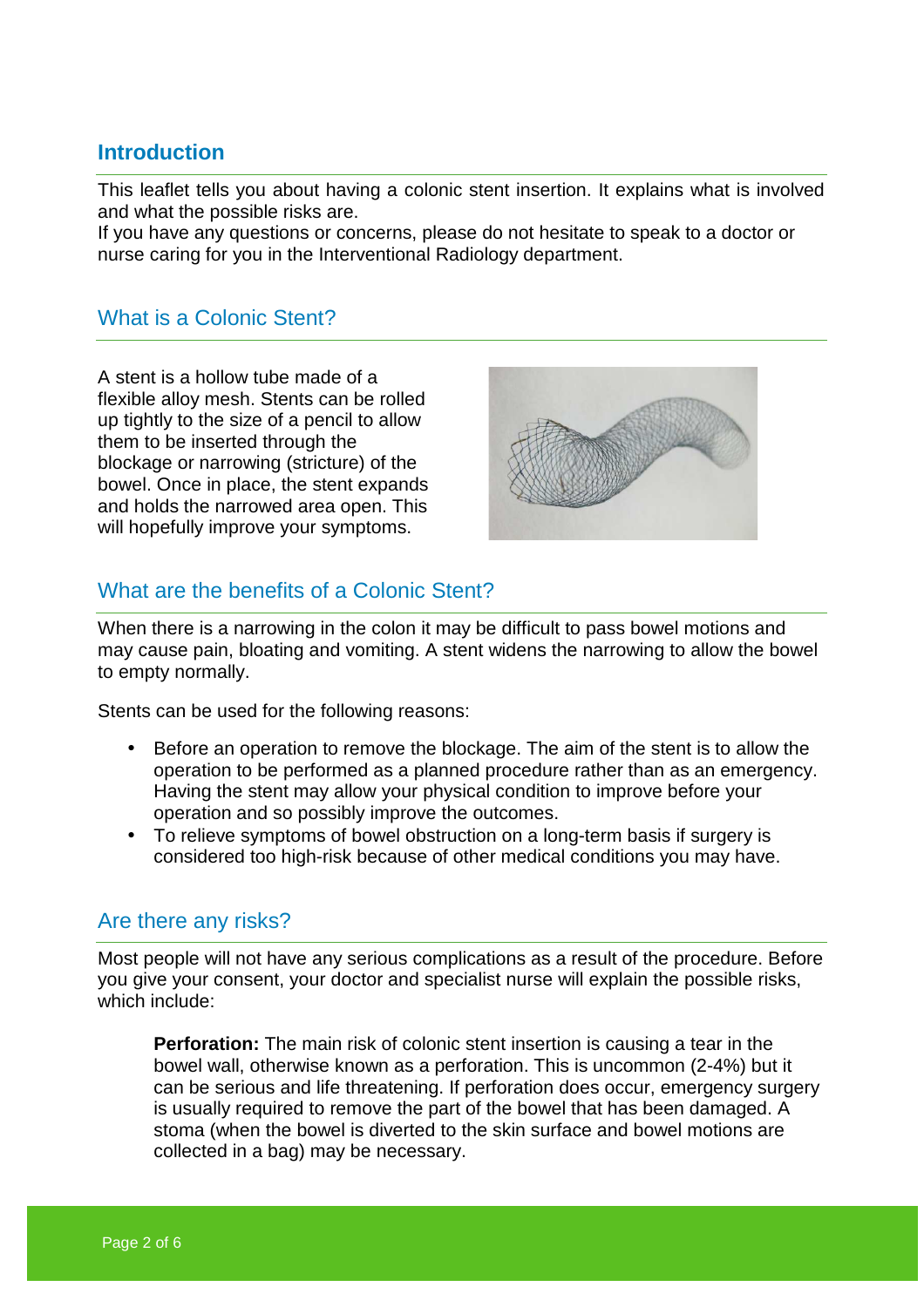## Introduction

This leaflet tells you about having a colonic stent insertion. It explains what is involved and what the possible risks are.
If you have any questions or concerns, please do not hesitate to speak to a doctor or nurse caring for you in the Interventional Radiology department.

## What is a Colonic Stent?

A stent is a hollow tube made of a flexible alloy mesh. Stents can be rolled up tightly to the size of a pencil to allow them to be inserted through the blockage or narrowing (stricture) of the bowel. Once in place, the stent expands and holds the narrowed area open. This will hopefully improve your symptoms.

## What are the benefits of a Colonic Stent?

When there is a narrowing in the colon it may be difficult to pass bowel motions and may cause pain, bloating and vomiting. A stent widens the narrowing to allow the bowel to empty normally.

Stents can be used for the following reasons:

- Before an operation to remove the blockage. The aim of the stent is to allow the operation to be performed as a planned procedure rather than as an emergency. Having the stent may allow your physical condition to improve before your operation and so possibly improve the outcomes.
- To relieve symptoms of bowel obstruction on a long-term basis if surgery is considered too high-risk because of other medical conditions you may have.

## Are there any risks?

Most people will not have any serious complications as a result of the procedure. Before you give your consent, your doctor and specialist nurse will explain the possible risks, which include:

**Perforation:** The main risk of colonic stent insertion is causing a tear in the bowel wall, otherwise known as a perforation. This is uncommon (2-4%) but it can be serious and life threatening. If perforation does occur, emergency surgery is usually required to remove the part of the bowel that has been damaged. A stoma (when the bowel is diverted to the skin surface and bowel motions are collected in a bag) may be necessary.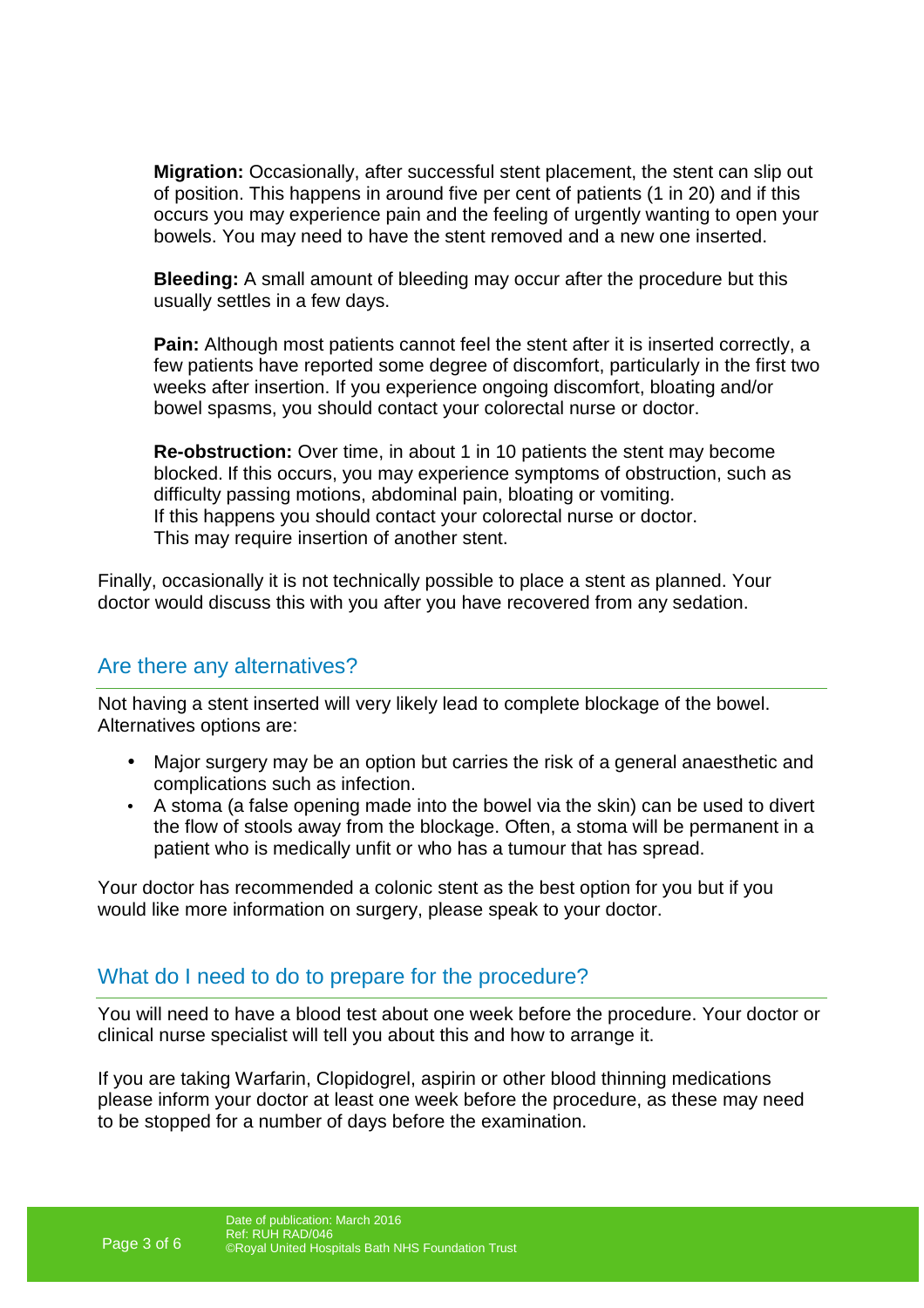**Migration:** Occasionally, after successful stent placement, the stent can slip out of position. This happens in around five per cent of patients (1 in 20) and if this occurs you may experience pain and the feeling of urgently wanting to open your bowels. You may need to have the stent removed and a new one inserted.

**Bleeding:** A small amount of bleeding may occur after the procedure but this usually settles in a few days.

**Pain:** Although most patients cannot feel the stent after it is inserted correctly, a few patients have reported some degree of discomfort, particularly in the first two weeks after insertion. If you experience ongoing discomfort, bloating and/or bowel spasms, you should contact your colorectal nurse or doctor.

**Re-obstruction:** Over time, in about 1 in 10 patients the stent may become blocked. If this occurs, you may experience symptoms of obstruction, such as difficulty passing motions, abdominal pain, bloating or vomiting.
If this happens you should contact your colorectal nurse or doctor.
This may require insertion of another stent.

Finally, occasionally it is not technically possible to place a stent as planned. Your doctor would discuss this with you after you have recovered from any sedation.

## Are there any alternatives?

Not having a stent inserted will very likely lead to complete blockage of the bowel. Alternatives options are:

- Major surgery may be an option but carries the risk of a general anaesthetic and complications such as infection.
- A stoma (a false opening made into the bowel via the skin) can be used to divert the flow of stools away from the blockage. Often, a stoma will be permanent in a patient who is medically unfit or who has a tumour that has spread.

Your doctor has recommended a colonic stent as the best option for you but if you would like more information on surgery, please speak to your doctor.

## What do I need to do to prepare for the procedure?

You will need to have a blood test about one week before the procedure. Your doctor or clinical nurse specialist will tell you about this and how to arrange it.

If you are taking Warfarin, Clopidogrel, aspirin or other blood thinning medications please inform your doctor at least one week before the procedure, as these may need to be stopped for a number of days before the examination.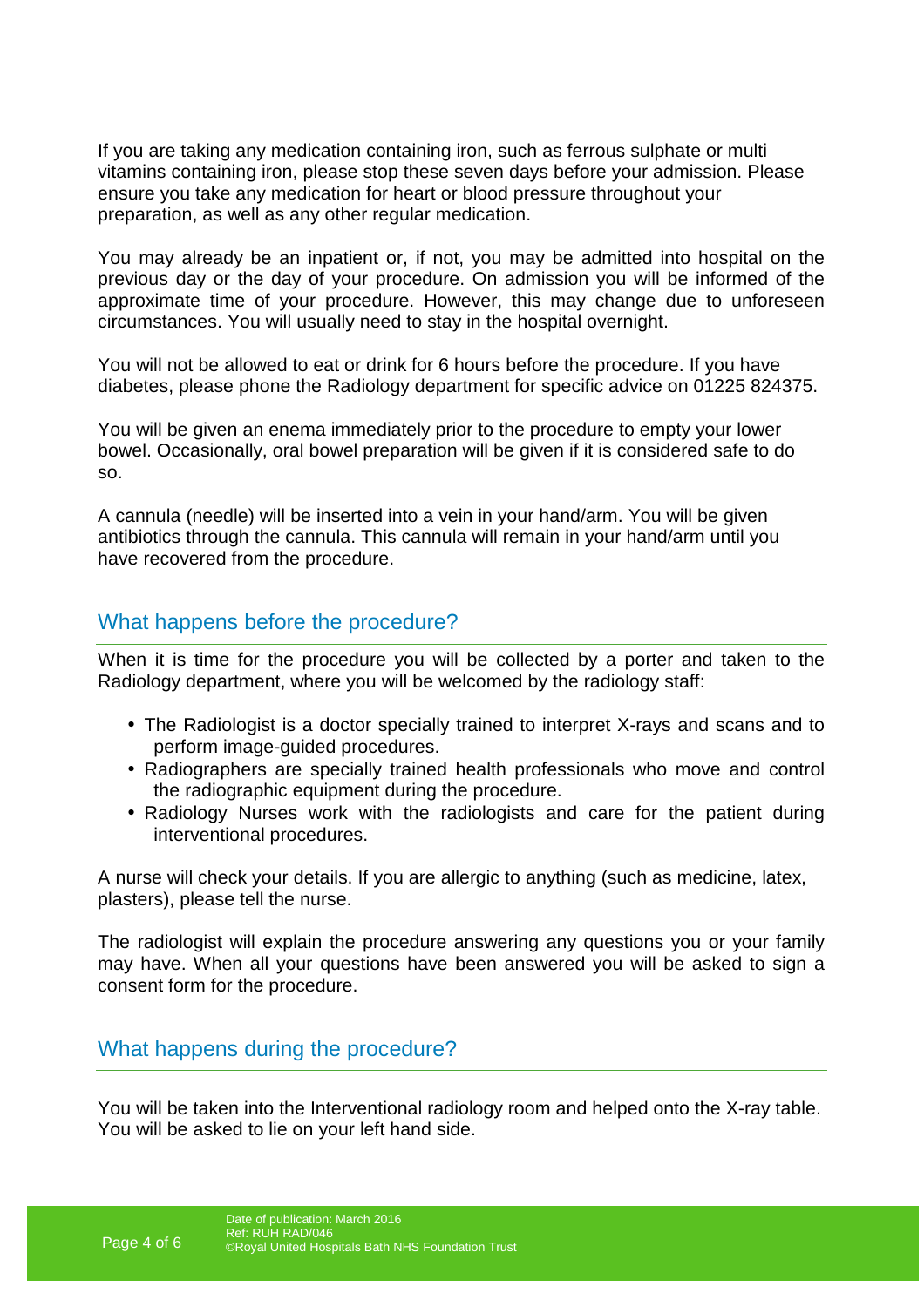If you are taking any medication containing iron, such as ferrous sulphate or multi vitamins containing iron, please stop these seven days before your admission. Please ensure you take any medication for heart or blood pressure throughout your preparation, as well as any other regular medication.

You may already be an inpatient or, if not, you may be admitted into hospital on the previous day or the day of your procedure. On admission you will be informed of the approximate time of your procedure. However, this may change due to unforeseen circumstances. You will usually need to stay in the hospital overnight.

You will not be allowed to eat or drink for 6 hours before the procedure. If you have diabetes, please phone the Radiology department for specific advice on 01225 824375.

You will be given an enema immediately prior to the procedure to empty your lower bowel. Occasionally, oral bowel preparation will be given if it is considered safe to do so.

A cannula (needle) will be inserted into a vein in your hand/arm. You will be given antibiotics through the cannula. This cannula will remain in your hand/arm until you have recovered from the procedure.

## What happens before the procedure?

When it is time for the procedure you will be collected by a porter and taken to the Radiology department, where you will be welcomed by the radiology staff:

- The Radiologist is a doctor specially trained to interpret X-rays and scans and to perform image-guided procedures.
- Radiographers are specially trained health professionals who move and control the radiographic equipment during the procedure.
- Radiology Nurses work with the radiologists and care for the patient during interventional procedures.

A nurse will check your details. If you are allergic to anything (such as medicine, latex, plasters), please tell the nurse.

The radiologist will explain the procedure answering any questions you or your family may have. When all your questions have been answered you will be asked to sign a consent form for the procedure.

## What happens during the procedure?

You will be taken into the Interventional radiology room and helped onto the X-ray table. You will be asked to lie on your left hand side.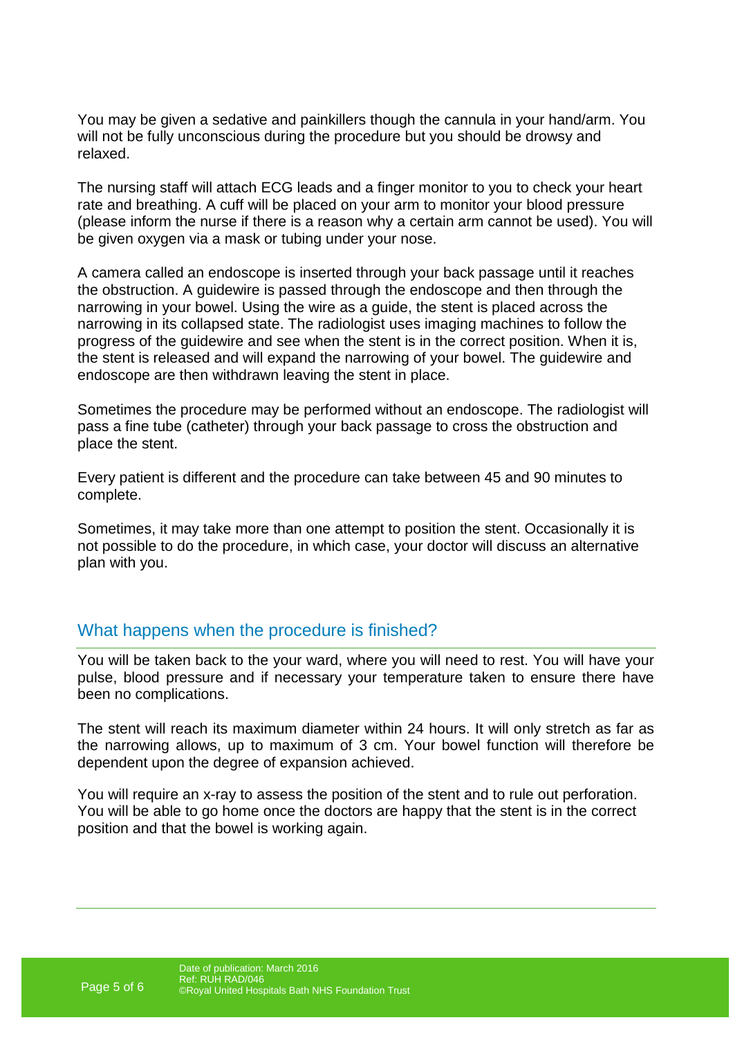You may be given a sedative and painkillers though the cannula in your hand/arm. You will not be fully unconscious during the procedure but you should be drowsy and relaxed.

The nursing staff will attach ECG leads and a finger monitor to you to check your heart rate and breathing. A cuff will be placed on your arm to monitor your blood pressure (please inform the nurse if there is a reason why a certain arm cannot be used). You will be given oxygen via a mask or tubing under your nose.

A camera called an endoscope is inserted through your back passage until it reaches the obstruction. A guidewire is passed through the endoscope and then through the narrowing in your bowel. Using the wire as a guide, the stent is placed across the narrowing in its collapsed state. The radiologist uses imaging machines to follow the progress of the guidewire and see when the stent is in the correct position. When it is, the stent is released and will expand the narrowing of your bowel. The guidewire and endoscope are then withdrawn leaving the stent in place.

Sometimes the procedure may be performed without an endoscope. The radiologist will pass a fine tube (catheter) through your back passage to cross the obstruction and place the stent.

Every patient is different and the procedure can take between 45 and 90 minutes to complete.

Sometimes, it may take more than one attempt to position the stent. Occasionally it is not possible to do the procedure, in which case, your doctor will discuss an alternative plan with you.

## What happens when the procedure is finished?

You will be taken back to the your ward, where you will need to rest. You will have your pulse, blood pressure and if necessary your temperature taken to ensure there have been no complications.

The stent will reach its maximum diameter within 24 hours. It will only stretch as far as the narrowing allows, up to maximum of 3 cm. Your bowel function will therefore be dependent upon the degree of expansion achieved.

You will require an x-ray to assess the position of the stent and to rule out perforation. You will be able to go home once the doctors are happy that the stent is in the correct position and that the bowel is working again.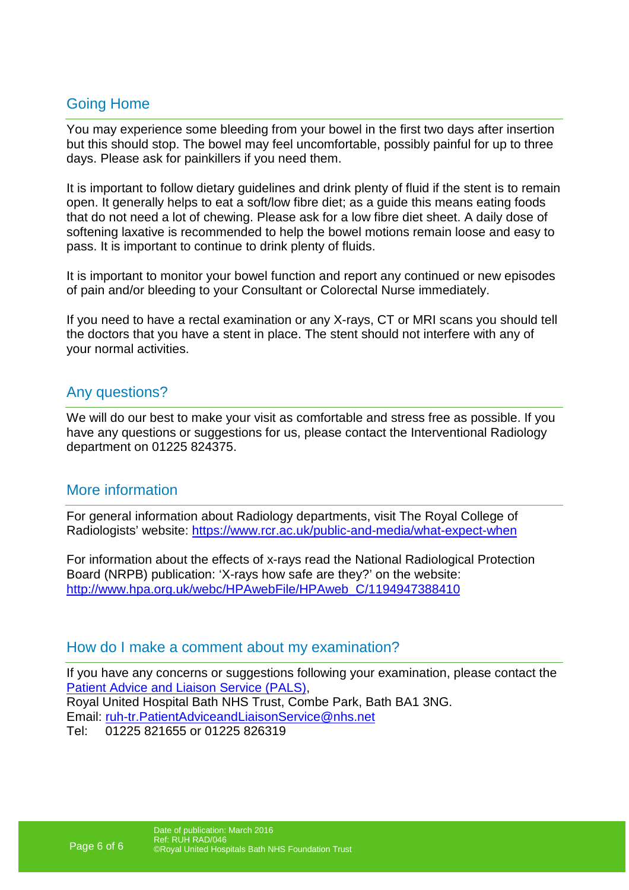## Going Home

You may experience some bleeding from your bowel in the first two days after insertion but this should stop. The bowel may feel uncomfortable, possibly painful for up to three days. Please ask for painkillers if you need them.

It is important to follow dietary guidelines and drink plenty of fluid if the stent is to remain open. It generally helps to eat a soft/low fibre diet; as a guide this means eating foods that do not need a lot of chewing. Please ask for a low fibre diet sheet. A daily dose of softening laxative is recommended to help the bowel motions remain loose and easy to pass. It is important to continue to drink plenty of fluids.

It is important to monitor your bowel function and report any continued or new episodes of pain and/or bleeding to your Consultant or Colorectal Nurse immediately.

If you need to have a rectal examination or any X-rays, CT or MRI scans you should tell the doctors that you have a stent in place. The stent should not interfere with any of your normal activities.

## Any questions?

We will do our best to make your visit as comfortable and stress free as possible. If you have any questions or suggestions for us, please contact the Interventional Radiology department on 01225 824375.

## More information

For general information about Radiology departments, visit The Royal College of Radiologists' website: [https://www.rcr.ac.uk/public-and-media/what-expect-when](https://www.rcr.ac.uk/public-and-media/what-expect-when)

For information about the effects of x-rays read the National Radiological Protection Board (NRPB) publication: 'X-rays how safe are they?' on the website: [http://www.hpa.org.uk/webc/HPAwebFile/HPAweb_C/1194947388410](http://www.hpa.org.uk/webc/HPAwebFile/HPAweb_C/1194947388410)

## How do I make a comment about my examination?

If you have any concerns or suggestions following your examination, please contact the Patient Advice and Liaison Service (PALS),
Royal United Hospital Bath NHS Trust, Combe Park, Bath BA1 3NG.
Email: [ruh-tr.PatientAdviceandLiaisonService@nhs.net](mailto:ruh-tr.PatientAdviceandLiaisonService@nhs.net)
Tel: 01225 821655 or 01225 826319

Date of publication: March 2016
Ref: RUH RAD/046
©Royal United Hospitals Bath NHS Foundation Trust